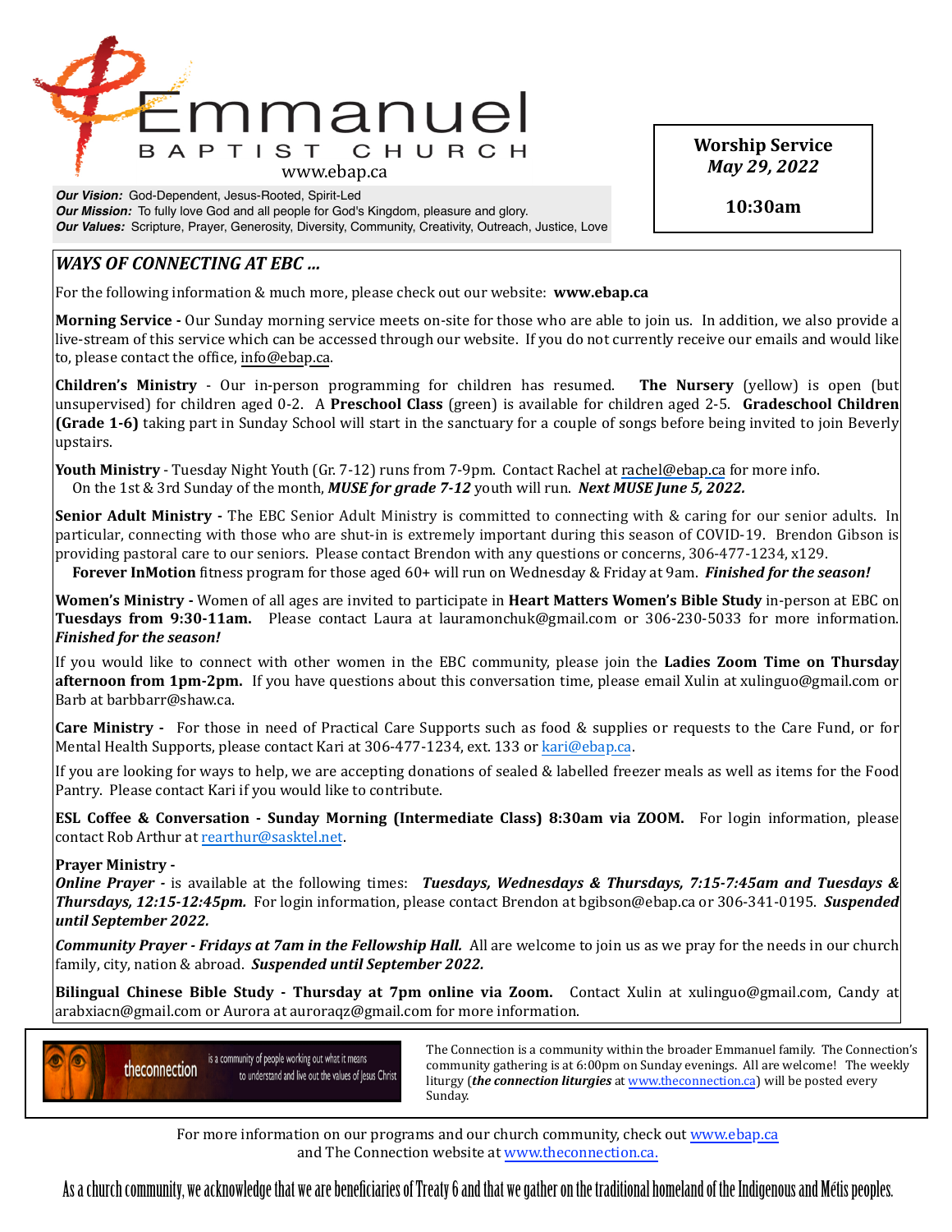# Emmanuel

BAPTIST CHURCH

www.ebap.ca

***Our Vision:*** God-Dependent, Jesus-Rooted, Spirit-Led
***Our Mission:*** To fully love God and all people for God's Kingdom, pleasure and glory.
***Our Values:*** Scripture, Prayer, Generosity, Diversity, Community, Creativity, Outreach, Justice, Love

**Worship Service**
***May 29, 2022***

**10:30am**

## *WAYS OF CONNECTING AT EBC ...*

For the following information & much more, please check out our website: **www.ebap.ca**

**Morning Service -** Our Sunday morning service meets on-site for those who are able to join us. In addition, we also provide a live-stream of this service which can be accessed through our website. If you do not currently receive our emails and would like to, please contact the office, info@ebap.ca.

**Children's Ministry** - Our in-person programming for children has resumed. **The Nursery** (yellow) is open (but unsupervised) for children aged 0-2. A **Preschool Class** (green) is available for children aged 2-5. **Gradeschool Children (Grade 1-6)** taking part in Sunday School will start in the sanctuary for a couple of songs before being invited to join Beverly upstairs.

**Youth Ministry** - Tuesday Night Youth (Gr. 7-12) runs from 7-9pm. Contact Rachel at rachel@ebap.ca for more info.
On the 1st & 3rd Sunday of the month, ***MUSE for grade 7-12*** youth will run. ***Next MUSE June 5, 2022.***

**Senior Adult Ministry -** The EBC Senior Adult Ministry is committed to connecting with & caring for our senior adults. In particular, connecting with those who are shut-in is extremely important during this season of COVID-19. Brendon Gibson is providing pastoral care to our seniors. Please contact Brendon with any questions or concerns, 306-477-1234, x129.
**Forever InMotion** fitness program for those aged 60+ will run on Wednesday & Friday at 9am. ***Finished for the season!***

**Women's Ministry -** Women of all ages are invited to participate in **Heart Matters Women's Bible Study** in-person at EBC on **Tuesdays from 9:30-11am.** Please contact Laura at lauramonchuk@gmail.com or 306-230-5033 for more information. ***Finished for the season!***

If you would like to connect with other women in the EBC community, please join the **Ladies Zoom Time on Thursday afternoon from 1pm-2pm.** If you have questions about this conversation time, please email Xulin at xulinguo@gmail.com or Barb at barbbarr@shaw.ca.

**Care Ministry -** For those in need of Practical Care Supports such as food & supplies or requests to the Care Fund, or for Mental Health Supports, please contact Kari at 306-477-1234, ext. 133 or kari@ebap.ca.

If you are looking for ways to help, we are accepting donations of sealed & labelled freezer meals as well as items for the Food Pantry. Please contact Kari if you would like to contribute.

**ESL Coffee & Conversation - Sunday Morning (Intermediate Class) 8:30am via ZOOM.** For login information, please contact Rob Arthur at rearthur@sasktel.net.

**Prayer Ministry -**
***Online Prayer -*** is available at the following times: ***Tuesdays, Wednesdays & Thursdays, 7:15-7:45am and Tuesdays & Thursdays, 12:15-12:45pm.*** For login information, please contact Brendon at bgibson@ebap.ca or 306-341-0195. ***Suspended until September 2022.***

***Community Prayer - Fridays at 7am in the Fellowship Hall.*** All are welcome to join us as we pray for the needs in our church family, city, nation & abroad. ***Suspended until September 2022.***

**Bilingual Chinese Bible Study - Thursday at 7pm online via Zoom.** Contact Xulin at xulinguo@gmail.com, Candy at arabxiacn@gmail.com or Aurora at auroraqz@gmail.com for more information.

theconnection — is a community of people working out what it means to understand and live out the values of Jesus Christ

The Connection is a community within the broader Emmanuel family. The Connection's community gathering is at 6:00pm on Sunday evenings. All are welcome! The weekly liturgy (***the connection liturgies*** at www.theconnection.ca) will be posted every Sunday.

For more information on our programs and our church community, check out www.ebap.ca and The Connection website at www.theconnection.ca.

As a church community, we acknowledge that we are beneficiaries of Treaty 6 and that we gather on the traditional homeland of the Indigenous and Métis peoples.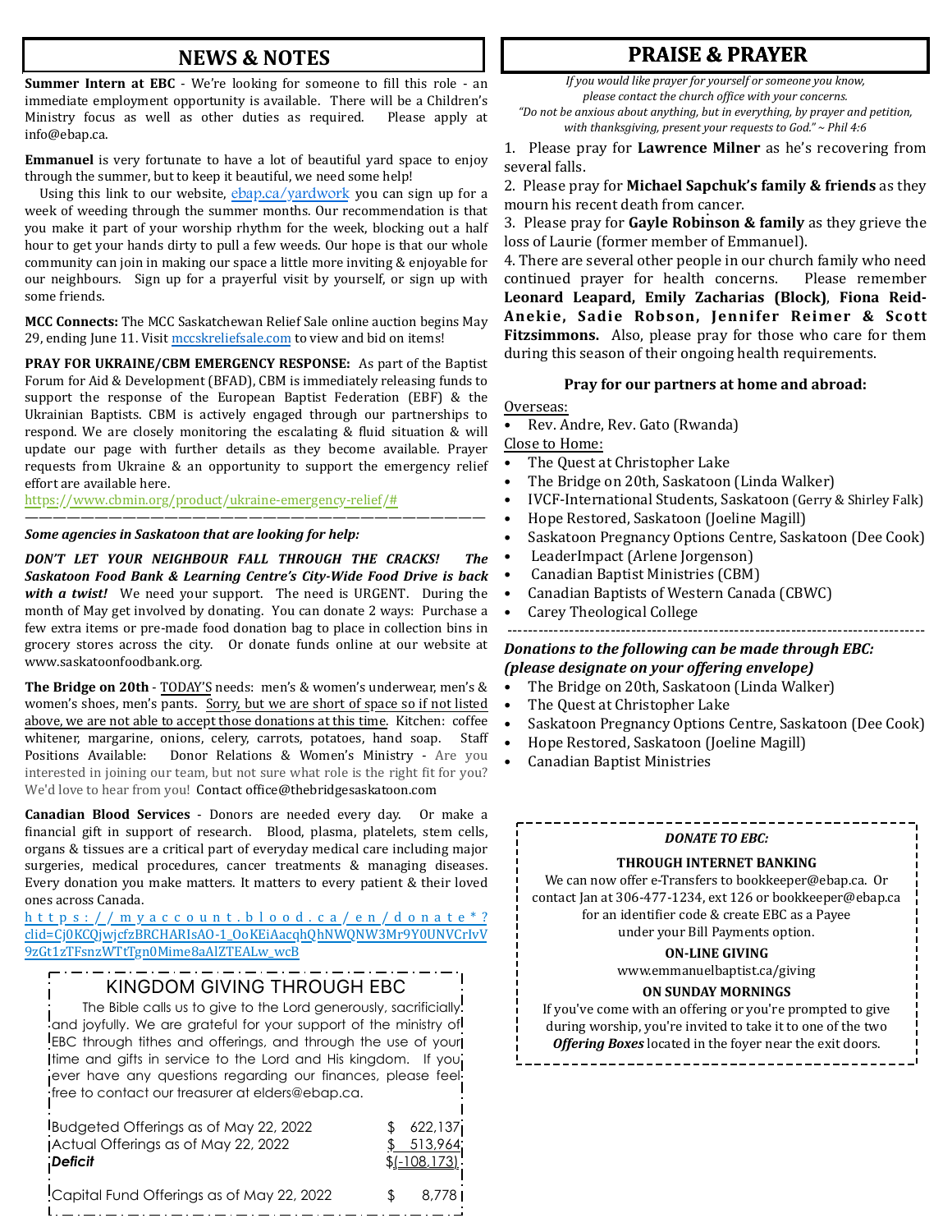## NEWS & NOTES

**Summer Intern at EBC** - We're looking for someone to fill this role - an immediate employment opportunity is available. There will be a Children's Ministry focus as well as other duties as required. Please apply at info@ebap.ca.

**Emmanuel** is very fortunate to have a lot of beautiful yard space to enjoy through the summer, but to keep it beautiful, we need some help!

Using this link to our website, ebap.ca/yardwork you can sign up for a week of weeding through the summer months. Our recommendation is that you make it part of your worship rhythm for the week, blocking out a half hour to get your hands dirty to pull a few weeds. Our hope is that our whole community can join in making our space a little more inviting & enjoyable for our neighbours. Sign up for a prayerful visit by yourself, or sign up with some friends.

**MCC Connects:** The MCC Saskatchewan Relief Sale online auction begins May 29, ending June 11. Visit mccskreliefsale.com to view and bid on items!

**PRAY FOR UKRAINE/CBM EMERGENCY RESPONSE:** As part of the Baptist Forum for Aid & Development (BFAD), CBM is immediately releasing funds to support the response of the European Baptist Federation (EBF) & the Ukrainian Baptists. CBM is actively engaged through our partnerships to respond. We are closely monitoring the escalating & fluid situation & will update our page with further details as they become available. Prayer requests from Ukraine & an opportunity to support the emergency relief effort are available here.

https://www.cbmin.org/product/ukraine-emergency-relief/#

---

***Some agencies in Saskatoon that are looking for help:***

***DON'T LET YOUR NEIGHBOUR FALL THROUGH THE CRACKS! The Saskatoon Food Bank & Learning Centre's City-Wide Food Drive is back with a twist!*** We need your support. The need is URGENT. During the month of May get involved by donating. You can donate 2 ways: Purchase a few extra items or pre-made food donation bag to place in collection bins in grocery stores across the city. Or donate funds online at our website at www.saskatoonfoodbank.org.

**The Bridge on 20th** - TODAY'S needs: men's & women's underwear, men's & women's shoes, men's pants. Sorry, but we are short of space so if not listed above, we are not able to accept those donations at this time. Kitchen: coffee whitener, margarine, onions, celery, carrots, potatoes, hand soap. Staff Positions Available: Donor Relations & Women's Ministry - Are you interested in joining our team, but not sure what role is the right fit for you? We'd love to hear from you! Contact office@thebridgesaskatoon.com

**Canadian Blood Services** - Donors are needed every day. Or make a financial gift in support of research. Blood, plasma, platelets, stem cells, organs & tissues are a critical part of everyday medical care including major surgeries, medical procedures, cancer treatments & managing diseases. Every donation you make matters. It matters to every patient & their loved ones across Canada.

https://myaccount.blood.ca/en/donate*?clid=Cj0KCQjwjcfzBRCHARIsAO-1_OoKEiAacqhQhNWQNW3Mr9Y0UNVCrIvV9zGt1zTFsnzWTtTgn0Mime8aAlZTEALw_wcB

### KINGDOM GIVING THROUGH EBC

The Bible calls us to give to the Lord generously, sacrificially and joyfully. We are grateful for your support of the ministry of EBC through tithes and offerings, and through the use of your time and gifts in service to the Lord and His kingdom. If you ever have any questions regarding our finances, please feel free to contact our treasurer at elders@ebap.ca.

| | |
|---|---|
| Budgeted Offerings as of May 22, 2022 | $ 622,137 |
| Actual Offerings as of May 22, 2022 | $ 513,964 |
| ***Deficit*** | $(-108,173) |
| Capital Fund Offerings as of May 22, 2022 | $ 8,778 |

## PRAISE & PRAYER

*If you would like prayer for yourself or someone you know, please contact the church office with your concerns.*
*"Do not be anxious about anything, but in everything, by prayer and petition, with thanksgiving, present your requests to God." ~ Phil 4:6*

1. Please pray for **Lawrence Milner** as he's recovering from several falls.
2. Please pray for **Michael Sapchuk's family & friends** as they mourn his recent death from cancer.
3. Please pray for **Gayle Robinson & family** as they grieve the loss of Laurie (former member of Emmanuel).
4. There are several other people in our church family who need continued prayer for health concerns. Please remember **Leonard Leapard, Emily Zacharias (Block)**, **Fiona Reid-Anekie, Sadie Robson, Jennifer Reimer & Scott Fitzsimmons.** Also, please pray for those who care for them during this season of their ongoing health requirements.

**Pray for our partners at home and abroad:**

Overseas:
- Rev. Andre, Rev. Gato (Rwanda)

Close to Home:
- The Quest at Christopher Lake
- The Bridge on 20th, Saskatoon (Linda Walker)
- IVCF-International Students, Saskatoon (Gerry & Shirley Falk)
- Hope Restored, Saskatoon (Joeline Magill)
- Saskatoon Pregnancy Options Centre, Saskatoon (Dee Cook)
- LeaderImpact (Arlene Jorgenson)
- Canadian Baptist Ministries (CBM)
- Canadian Baptists of Western Canada (CBWC)
- Carey Theological College

---

***Donations to the following can be made through EBC: (please designate on your offering envelope)***
- The Bridge on 20th, Saskatoon (Linda Walker)
- The Quest at Christopher Lake
- Saskatoon Pregnancy Options Centre, Saskatoon (Dee Cook)
- Hope Restored, Saskatoon (Joeline Magill)
- Canadian Baptist Ministries

*DONATE TO EBC:*

**THROUGH INTERNET BANKING**

We can now offer e-Transfers to bookkeeper@ebap.ca. Or contact Jan at 306-477-1234, ext 126 or bookkeeper@ebap.ca for an identifier code & create EBC as a Payee under your Bill Payments option.

**ON-LINE GIVING**

www.emmanuelbaptist.ca/giving

**ON SUNDAY MORNINGS**

If you've come with an offering or you're prompted to give during worship, you're invited to take it to one of the two ***Offering Boxes*** located in the foyer near the exit doors.